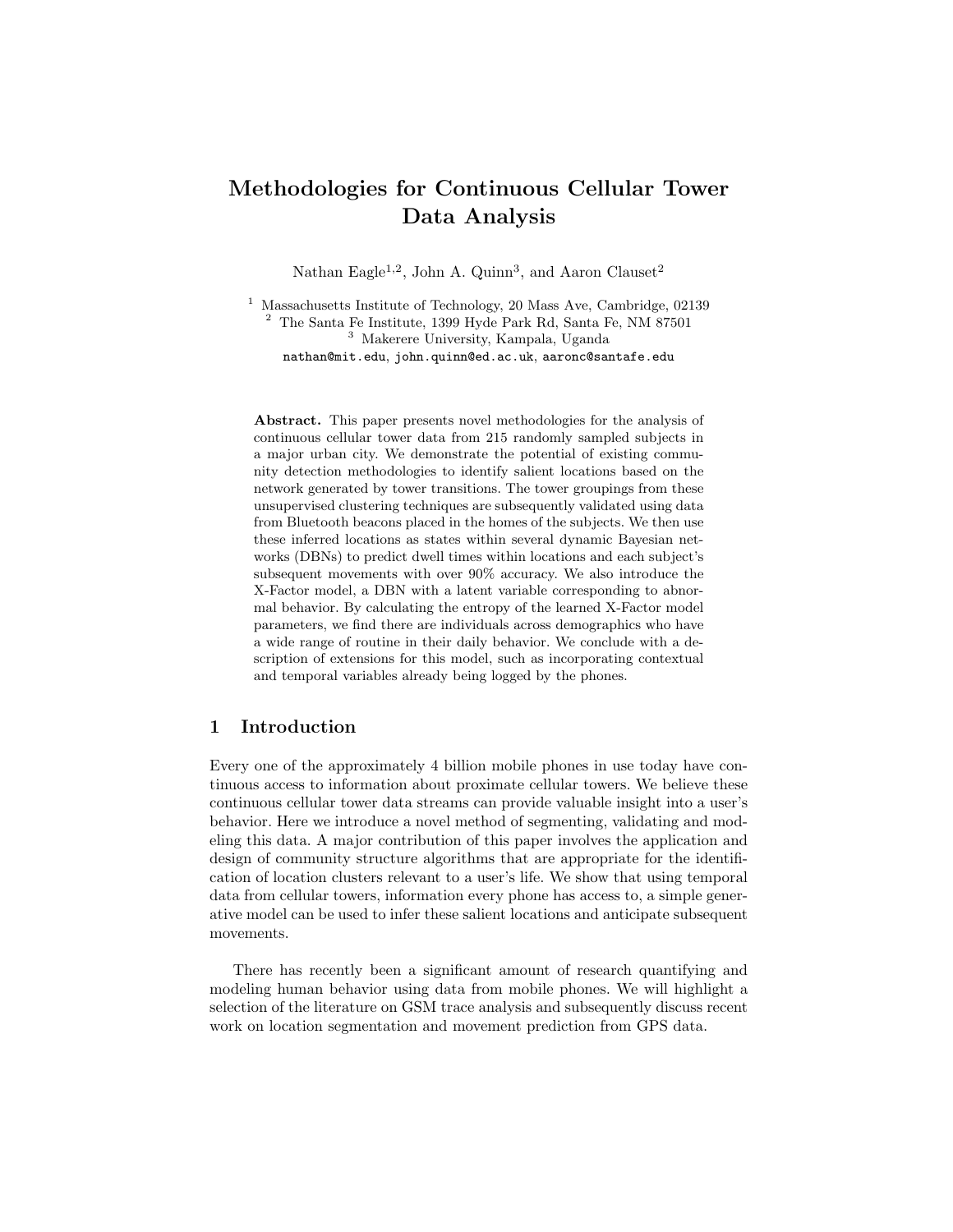# Methodologies for Continuous Cellular Tower Data Analysis

Nathan Eagle[1,2], John A. Quinn[3], and Aaron Clauset[2]

[1] Massachusetts Institute of Technology, 20 Mass Ave, Cambridge, 02139
[2] The Santa Fe Institute, 1399 Hyde Park Rd, Santa Fe, NM 87501
[3] Makerere University, Kampala, Uganda
nathan@mit.edu, john.quinn@ed.ac.uk, aaronc@santafe.edu

**Abstract.** This paper presents novel methodologies for the analysis of continuous cellular tower data from 215 randomly sampled subjects in a major urban city. We demonstrate the potential of existing community detection methodologies to identify salient locations based on the network generated by tower transitions. The tower groupings from these unsupervised clustering techniques are subsequently validated using data from Bluetooth beacons placed in the homes of the subjects. We then use these inferred locations as states within several dynamic Bayesian networks (DBNs) to predict dwell times within locations and each subject's subsequent movements with over 90% accuracy. We also introduce the X-Factor model, a DBN with a latent variable corresponding to abnormal behavior. By calculating the entropy of the learned X-Factor model parameters, we find there are individuals across demographics who have a wide range of routine in their daily behavior. We conclude with a description of extensions for this model, such as incorporating contextual and temporal variables already being logged by the phones.

## 1 Introduction

Every one of the approximately 4 billion mobile phones in use today have continuous access to information about proximate cellular towers. We believe these continuous cellular tower data streams can provide valuable insight into a user's behavior. Here we introduce a novel method of segmenting, validating and modeling this data. A major contribution of this paper involves the application and design of community structure algorithms that are appropriate for the identification of location clusters relevant to a user's life. We show that using temporal data from cellular towers, information every phone has access to, a simple generative model can be used to infer these salient locations and anticipate subsequent movements.

There has recently been a significant amount of research quantifying and modeling human behavior using data from mobile phones. We will highlight a selection of the literature on GSM trace analysis and subsequently discuss recent work on location segmentation and movement prediction from GPS data.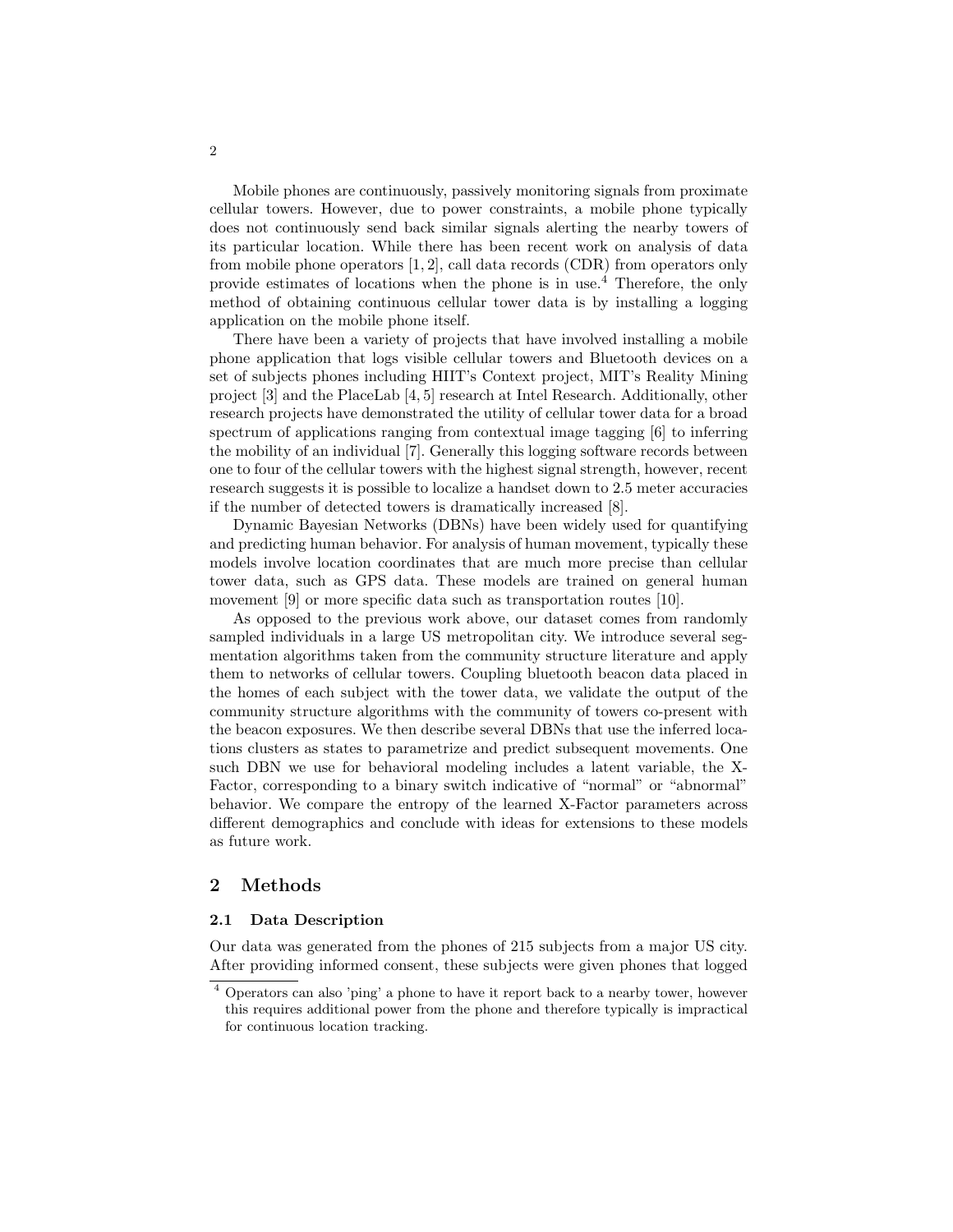Mobile phones are continuously, passively monitoring signals from proximate cellular towers. However, due to power constraints, a mobile phone typically does not continuously send back similar signals alerting the nearby towers of its particular location. While there has been recent work on analysis of data from mobile phone operators [1, 2], call data records (CDR) from operators only provide estimates of locations when the phone is in use.[4] Therefore, the only method of obtaining continuous cellular tower data is by installing a logging application on the mobile phone itself.

There have been a variety of projects that have involved installing a mobile phone application that logs visible cellular towers and Bluetooth devices on a set of subjects phones including HIIT's Context project, MIT's Reality Mining project [3] and the PlaceLab [4, 5] research at Intel Research. Additionally, other research projects have demonstrated the utility of cellular tower data for a broad spectrum of applications ranging from contextual image tagging [6] to inferring the mobility of an individual [7]. Generally this logging software records between one to four of the cellular towers with the highest signal strength, however, recent research suggests it is possible to localize a handset down to 2.5 meter accuracies if the number of detected towers is dramatically increased [8].

Dynamic Bayesian Networks (DBNs) have been widely used for quantifying and predicting human behavior. For analysis of human movement, typically these models involve location coordinates that are much more precise than cellular tower data, such as GPS data. These models are trained on general human movement [9] or more specific data such as transportation routes [10].

As opposed to the previous work above, our dataset comes from randomly sampled individuals in a large US metropolitan city. We introduce several segmentation algorithms taken from the community structure literature and apply them to networks of cellular towers. Coupling bluetooth beacon data placed in the homes of each subject with the tower data, we validate the output of the community structure algorithms with the community of towers co-present with the beacon exposures. We then describe several DBNs that use the inferred locations clusters as states to parametrize and predict subsequent movements. One such DBN we use for behavioral modeling includes a latent variable, the X-Factor, corresponding to a binary switch indicative of "normal" or "abnormal" behavior. We compare the entropy of the learned X-Factor parameters across different demographics and conclude with ideas for extensions to these models as future work.

## 2 Methods

### 2.1 Data Description

Our data was generated from the phones of 215 subjects from a major US city. After providing informed consent, these subjects were given phones that logged

[4] Operators can also 'ping' a phone to have it report back to a nearby tower, however this requires additional power from the phone and therefore typically is impractical for continuous location tracking.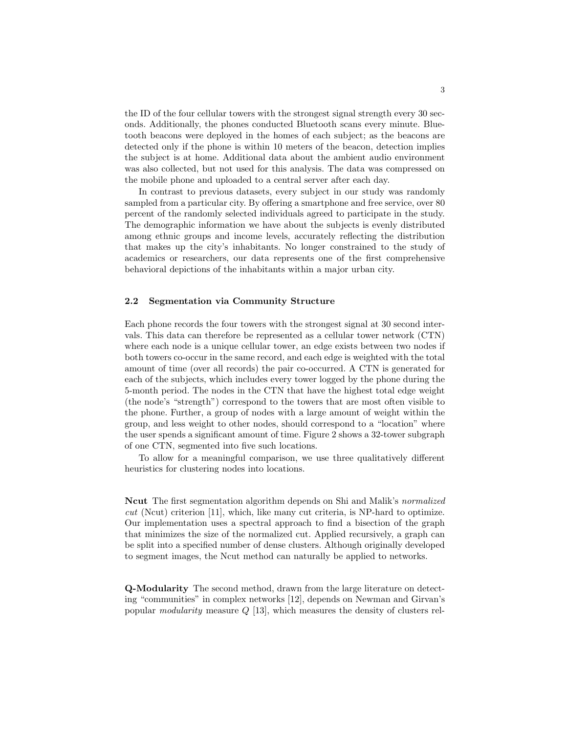the ID of the four cellular towers with the strongest signal strength every 30 seconds. Additionally, the phones conducted Bluetooth scans every minute. Bluetooth beacons were deployed in the homes of each subject; as the beacons are detected only if the phone is within 10 meters of the beacon, detection implies the subject is at home. Additional data about the ambient audio environment was also collected, but not used for this analysis. The data was compressed on the mobile phone and uploaded to a central server after each day.

In contrast to previous datasets, every subject in our study was randomly sampled from a particular city. By offering a smartphone and free service, over 80 percent of the randomly selected individuals agreed to participate in the study. The demographic information we have about the subjects is evenly distributed among ethnic groups and income levels, accurately reflecting the distribution that makes up the city's inhabitants. No longer constrained to the study of academics or researchers, our data represents one of the first comprehensive behavioral depictions of the inhabitants within a major urban city.

### 2.2 Segmentation via Community Structure

Each phone records the four towers with the strongest signal at 30 second intervals. This data can therefore be represented as a cellular tower network (CTN) where each node is a unique cellular tower, an edge exists between two nodes if both towers co-occur in the same record, and each edge is weighted with the total amount of time (over all records) the pair co-occurred. A CTN is generated for each of the subjects, which includes every tower logged by the phone during the 5-month period. The nodes in the CTN that have the highest total edge weight (the node's "strength") correspond to the towers that are most often visible to the phone. Further, a group of nodes with a large amount of weight within the group, and less weight to other nodes, should correspond to a "location" where the user spends a significant amount of time. Figure 2 shows a 32-tower subgraph of one CTN, segmented into five such locations.

To allow for a meaningful comparison, we use three qualitatively different heuristics for clustering nodes into locations.

**Ncut** The first segmentation algorithm depends on Shi and Malik's *normalized cut* (Ncut) criterion [11], which, like many cut criteria, is NP-hard to optimize. Our implementation uses a spectral approach to find a bisection of the graph that minimizes the size of the normalized cut. Applied recursively, a graph can be split into a specified number of dense clusters. Although originally developed to segment images, the Ncut method can naturally be applied to networks.

**Q-Modularity** The second method, drawn from the large literature on detecting "communities" in complex networks [12], depends on Newman and Girvan's popular *modularity* measure $Q$ [13], which measures the density of clusters rel-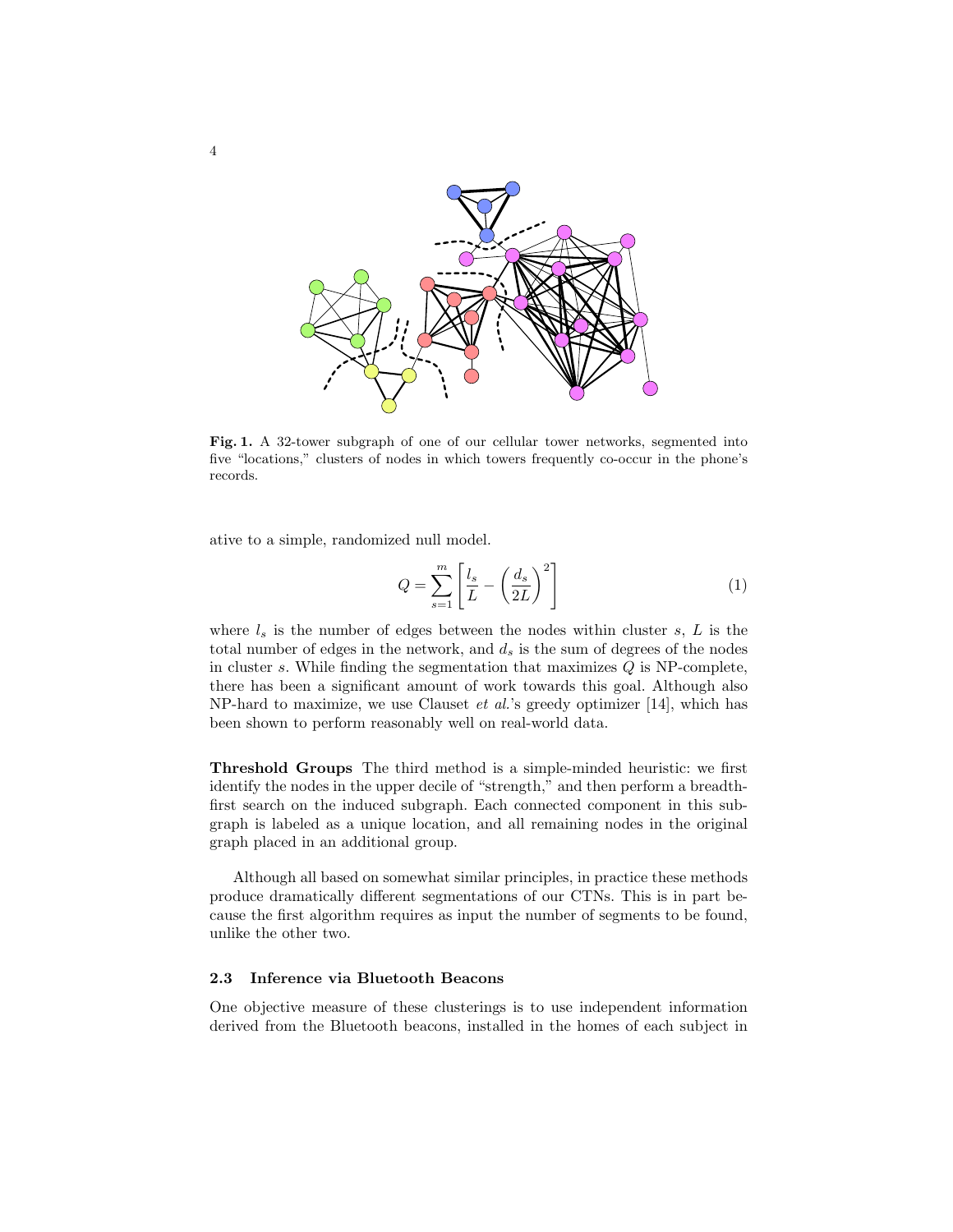**Fig. 1.** A 32-tower subgraph of one of our cellular tower networks, segmented into five "locations," clusters of nodes in which towers frequently co-occur in the phone's records.

ative to a simple, randomized null model.

$$Q = \sum_{s=1}^{m} \left[ \frac{l_s}{L} - \left( \frac{d_s}{2L} \right)^2 \right] \tag{1}$$

where $l_s$ is the number of edges between the nodes within cluster $s$, $L$ is the total number of edges in the network, and $d_s$ is the sum of degrees of the nodes in cluster $s$. While finding the segmentation that maximizes $Q$ is NP-complete, there has been a significant amount of work towards this goal. Although also NP-hard to maximize, we use Clauset *et al.*'s greedy optimizer [14], which has been shown to perform reasonably well on real-world data.

**Threshold Groups** The third method is a simple-minded heuristic: we first identify the nodes in the upper decile of "strength," and then perform a breadth-first search on the induced subgraph. Each connected component in this subgraph is labeled as a unique location, and all remaining nodes in the original graph placed in an additional group.

Although all based on somewhat similar principles, in practice these methods produce dramatically different segmentations of our CTNs. This is in part because the first algorithm requires as input the number of segments to be found, unlike the other two.

### 2.3 Inference via Bluetooth Beacons

One objective measure of these clusterings is to use independent information derived from the Bluetooth beacons, installed in the homes of each subject in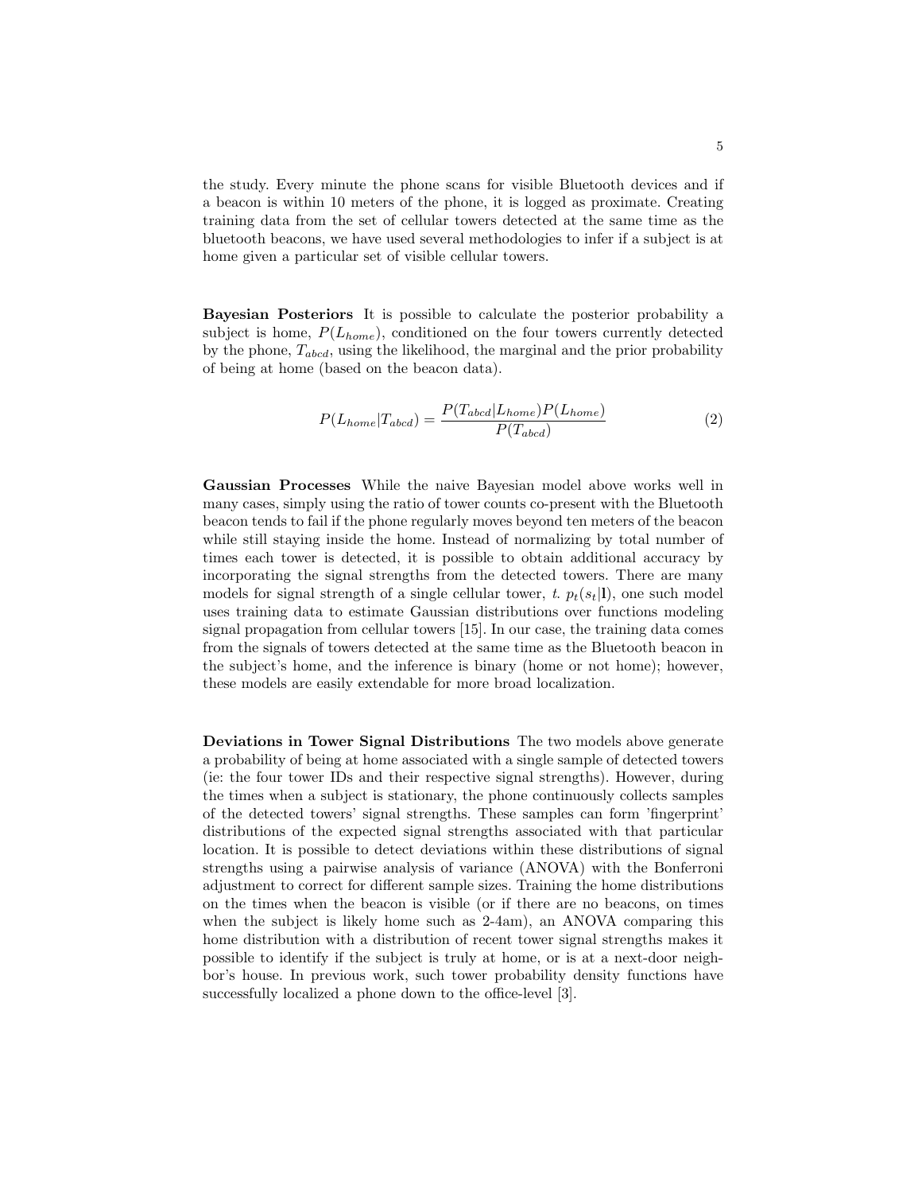the study. Every minute the phone scans for visible Bluetooth devices and if a beacon is within 10 meters of the phone, it is logged as proximate. Creating training data from the set of cellular towers detected at the same time as the bluetooth beacons, we have used several methodologies to infer if a subject is at home given a particular set of visible cellular towers.

**Bayesian Posteriors** It is possible to calculate the posterior probability a subject is home, $P(L_{home})$, conditioned on the four towers currently detected by the phone, $T_{abcd}$, using the likelihood, the marginal and the prior probability of being at home (based on the beacon data).

$$P(L_{home}|T_{abcd}) = \frac{P(T_{abcd}|L_{home})P(L_{home})}{P(T_{abcd})} \tag{2}$$

**Gaussian Processes** While the naive Bayesian model above works well in many cases, simply using the ratio of tower counts co-present with the Bluetooth beacon tends to fail if the phone regularly moves beyond ten meters of the beacon while still staying inside the home. Instead of normalizing by total number of times each tower is detected, it is possible to obtain additional accuracy by incorporating the signal strengths from the detected towers. There are many models for signal strength of a single cellular tower, $t$. $p_t(s_t|\mathbf{l})$, one such model uses training data to estimate Gaussian distributions over functions modeling signal propagation from cellular towers [15]. In our case, the training data comes from the signals of towers detected at the same time as the Bluetooth beacon in the subject's home, and the inference is binary (home or not home); however, these models are easily extendable for more broad localization.

**Deviations in Tower Signal Distributions** The two models above generate a probability of being at home associated with a single sample of detected towers (ie: the four tower IDs and their respective signal strengths). However, during the times when a subject is stationary, the phone continuously collects samples of the detected towers' signal strengths. These samples can form 'fingerprint' distributions of the expected signal strengths associated with that particular location. It is possible to detect deviations within these distributions of signal strengths using a pairwise analysis of variance (ANOVA) with the Bonferroni adjustment to correct for different sample sizes. Training the home distributions on the times when the beacon is visible (or if there are no beacons, on times when the subject is likely home such as 2-4am), an ANOVA comparing this home distribution with a distribution of recent tower signal strengths makes it possible to identify if the subject is truly at home, or is at a next-door neighbor's house. In previous work, such tower probability density functions have successfully localized a phone down to the office-level [3].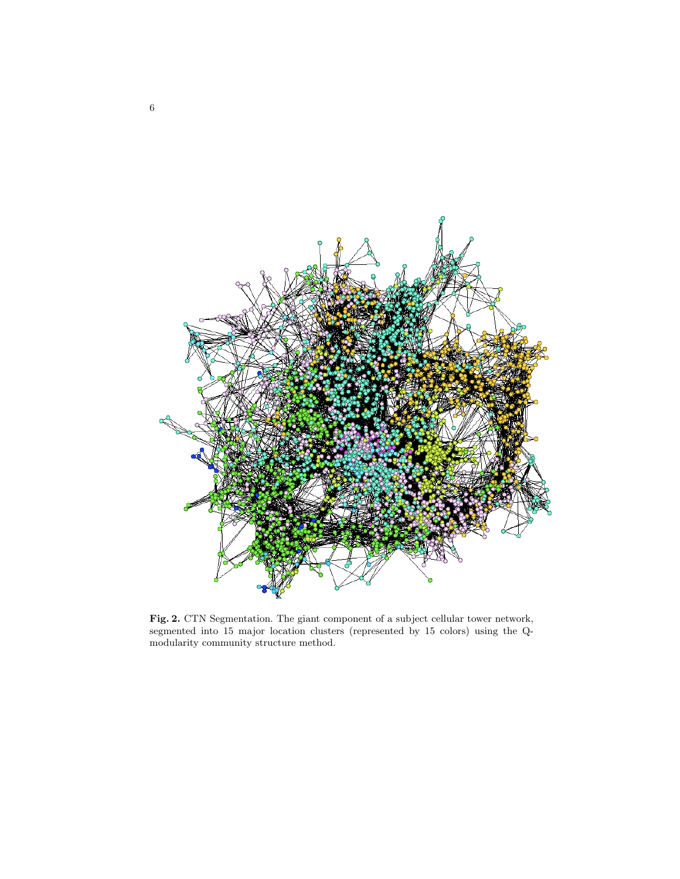**Fig. 2.** CTN Segmentation. The giant component of a subject cellular tower network, segmented into 15 major location clusters (represented by 15 colors) using the Q-modularity community structure method.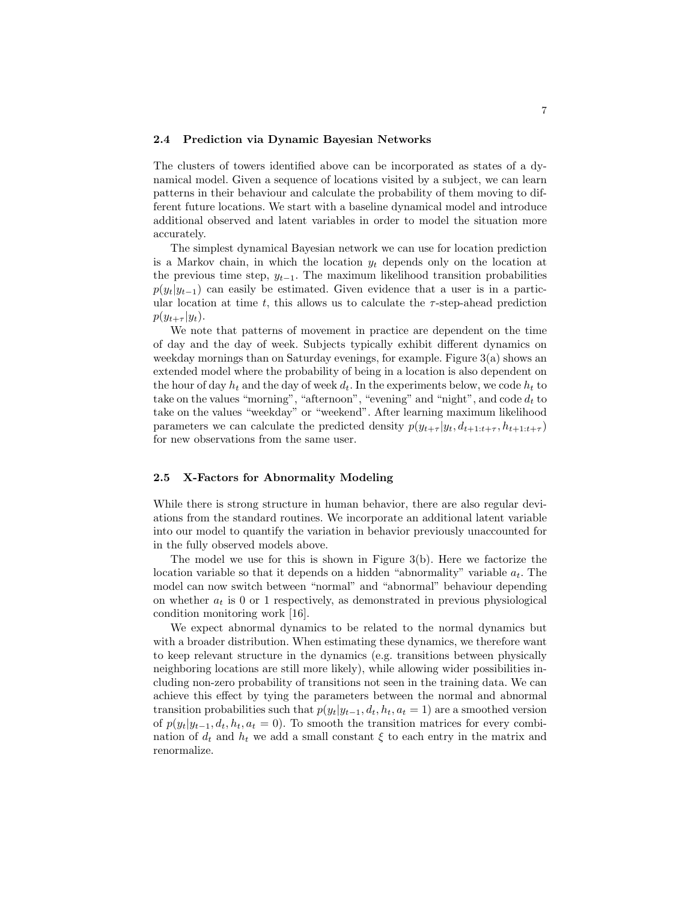### 2.4 Prediction via Dynamic Bayesian Networks

The clusters of towers identified above can be incorporated as states of a dynamical model. Given a sequence of locations visited by a subject, we can learn patterns in their behaviour and calculate the probability of them moving to different future locations. We start with a baseline dynamical model and introduce additional observed and latent variables in order to model the situation more accurately.

The simplest dynamical Bayesian network we can use for location prediction is a Markov chain, in which the location $y_t$ depends only on the location at the previous time step, $y_{t-1}$. The maximum likelihood transition probabilities $p(y_t|y_{t-1})$ can easily be estimated. Given evidence that a user is in a particular location at time $t$, this allows us to calculate the $\tau$-step-ahead prediction $p(y_{t+\tau}|y_t)$.

We note that patterns of movement in practice are dependent on the time of day and the day of week. Subjects typically exhibit different dynamics on weekday mornings than on Saturday evenings, for example. Figure 3(a) shows an extended model where the probability of being in a location is also dependent on the hour of day $h_t$ and the day of week $d_t$. In the experiments below, we code $h_t$ to take on the values "morning", "afternoon", "evening" and "night", and code $d_t$ to take on the values "weekday" or "weekend". After learning maximum likelihood parameters we can calculate the predicted density $p(y_{t+\tau}|y_t, d_{t+1:t+\tau}, h_{t+1:t+\tau})$ for new observations from the same user.

### 2.5 X-Factors for Abnormality Modeling

While there is strong structure in human behavior, there are also regular deviations from the standard routines. We incorporate an additional latent variable into our model to quantify the variation in behavior previously unaccounted for in the fully observed models above.

The model we use for this is shown in Figure 3(b). Here we factorize the location variable so that it depends on a hidden "abnormality" variable $a_t$. The model can now switch between "normal" and "abnormal" behaviour depending on whether $a_t$ is 0 or 1 respectively, as demonstrated in previous physiological condition monitoring work [16].

We expect abnormal dynamics to be related to the normal dynamics but with a broader distribution. When estimating these dynamics, we therefore want to keep relevant structure in the dynamics (e.g. transitions between physically neighboring locations are still more likely), while allowing wider possibilities including non-zero probability of transitions not seen in the training data. We can achieve this effect by tying the parameters between the normal and abnormal transition probabilities such that $p(y_t|y_{t-1}, d_t, h_t, a_t = 1)$ are a smoothed version of $p(y_t|y_{t-1}, d_t, h_t, a_t = 0)$. To smooth the transition matrices for every combination of $d_t$ and $h_t$ we add a small constant $\xi$ to each entry in the matrix and renormalize.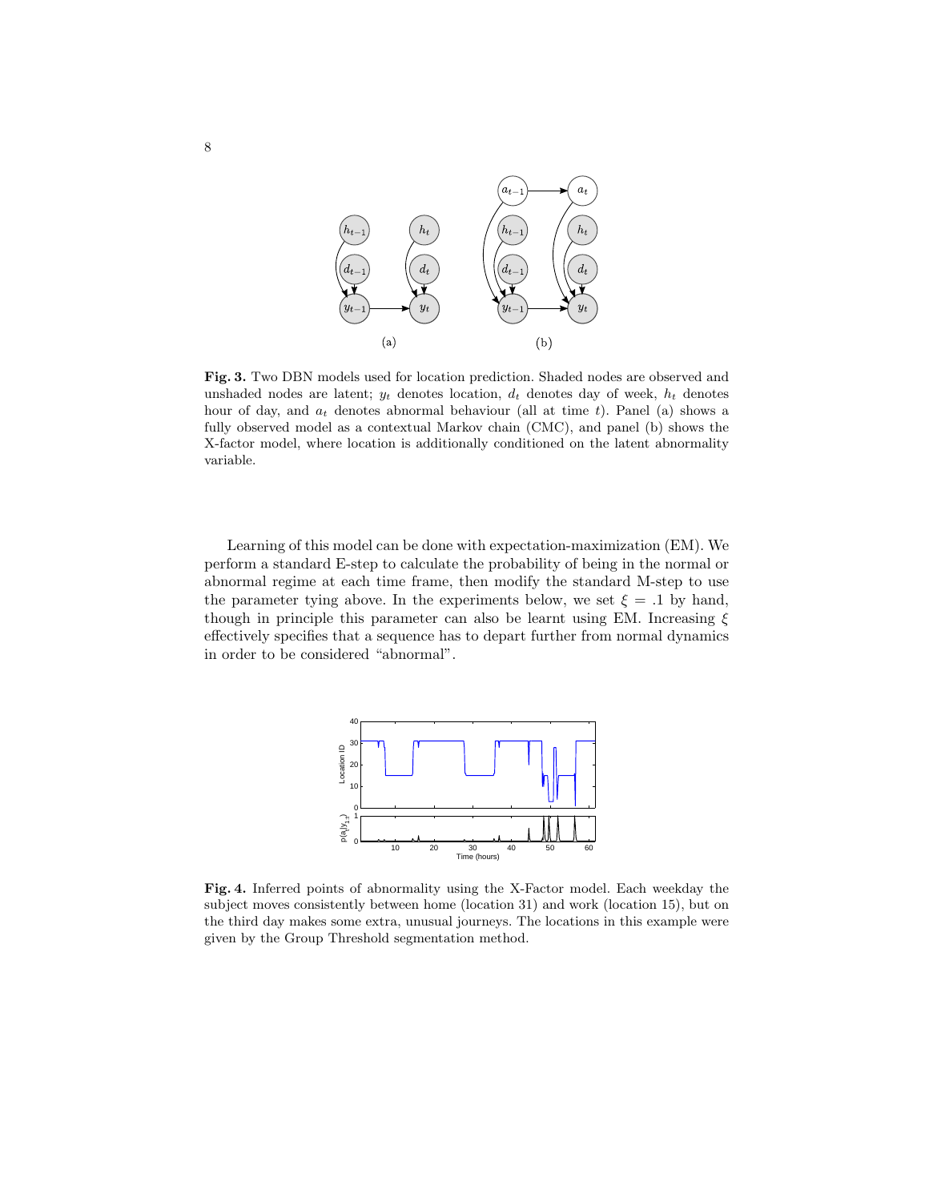**Fig. 3.** Two DBN models used for location prediction. Shaded nodes are observed and unshaded nodes are latent; $y_t$ denotes location, $d_t$ denotes day of week, $h_t$ denotes hour of day, and $a_t$ denotes abnormal behaviour (all at time $t$). Panel (a) shows a fully observed model as a contextual Markov chain (CMC), and panel (b) shows the X-factor model, where location is additionally conditioned on the latent abnormality variable.

Learning of this model can be done with expectation-maximization (EM). We perform a standard E-step to calculate the probability of being in the normal or abnormal regime at each time frame, then modify the standard M-step to use the parameter tying above. In the experiments below, we set $\xi = .1$ by hand, though in principle this parameter can also be learnt using EM. Increasing $\xi$ effectively specifies that a sequence has to depart further from normal dynamics in order to be considered "abnormal".

**Fig. 4.** Inferred points of abnormality using the X-Factor model. Each weekday the subject moves consistently between home (location 31) and work (location 15), but on the third day makes some extra, unusual journeys. The locations in this example were given by the Group Threshold segmentation method.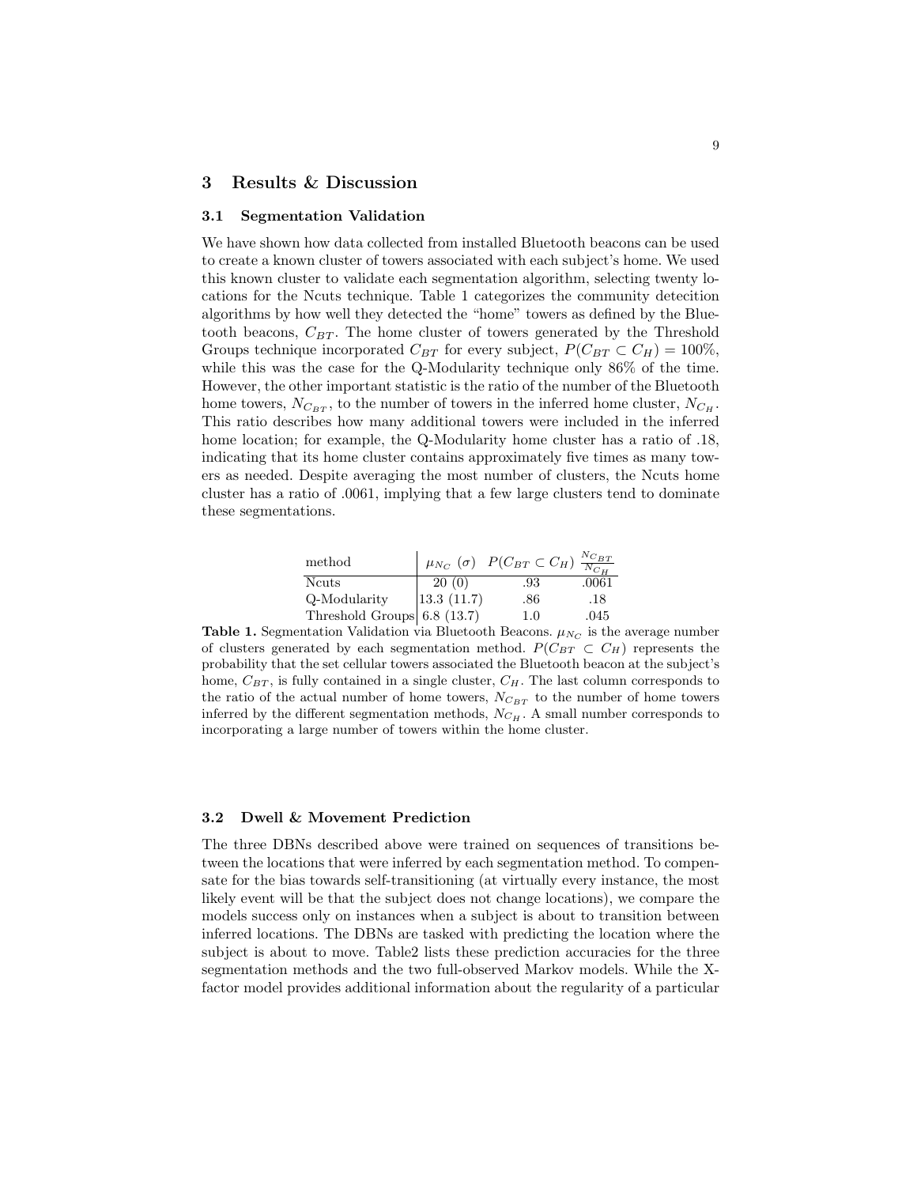## 3 Results & Discussion

### 3.1 Segmentation Validation

We have shown how data collected from installed Bluetooth beacons can be used to create a known cluster of towers associated with each subject's home. We used this known cluster to validate each segmentation algorithm, selecting twenty locations for the Ncuts technique. Table 1 categorizes the community detecition algorithms by how well they detected the "home" towers as defined by the Bluetooth beacons, $C_{BT}$. The home cluster of towers generated by the Threshold Groups technique incorporated $C_{BT}$ for every subject, $P(C_{BT} \subset C_H) = 100\%$, while this was the case for the Q-Modularity technique only 86% of the time. However, the other important statistic is the ratio of the number of the Bluetooth home towers, $N_{C_{BT}}$, to the number of towers in the inferred home cluster, $N_{C_H}$. This ratio describes how many additional towers were included in the inferred home location; for example, the Q-Modularity home cluster has a ratio of .18, indicating that its home cluster contains approximately five times as many towers as needed. Despite averaging the most number of clusters, the Ncuts home cluster has a ratio of .0061, implying that a few large clusters tend to dominate these segmentations.

| method | $\mu_{N_C}$ ($\sigma$) | $P(C_{BT} \subset C_H)$ | $\frac{N_{C_{BT}}}{N_{C_H}}$ |
|---|---|---|---|
| Ncuts | 20 (0) | .93 | .0061 |
| Q-Modularity | 13.3 (11.7) | .86 | .18 |
| Threshold Groups | 6.8 (13.7) | 1.0 | .045 |

**Table 1.** Segmentation Validation via Bluetooth Beacons. $\mu_{N_C}$ is the average number of clusters generated by each segmentation method. $P(C_{BT} \subset C_H)$ represents the probability that the set cellular towers associated the Bluetooth beacon at the subject's home, $C_{BT}$, is fully contained in a single cluster, $C_H$. The last column corresponds to the ratio of the actual number of home towers, $N_{C_{BT}}$ to the number of home towers inferred by the different segmentation methods, $N_{C_H}$. A small number corresponds to incorporating a large number of towers within the home cluster.

### 3.2 Dwell & Movement Prediction

The three DBNs described above were trained on sequences of transitions between the locations that were inferred by each segmentation method. To compensate for the bias towards self-transitioning (at virtually every instance, the most likely event will be that the subject does not change locations), we compare the models success only on instances when a subject is about to transition between inferred locations. The DBNs are tasked with predicting the location where the subject is about to move. Table2 lists these prediction accuracies for the three segmentation methods and the two full-observed Markov models. While the X-factor model provides additional information about the regularity of a particular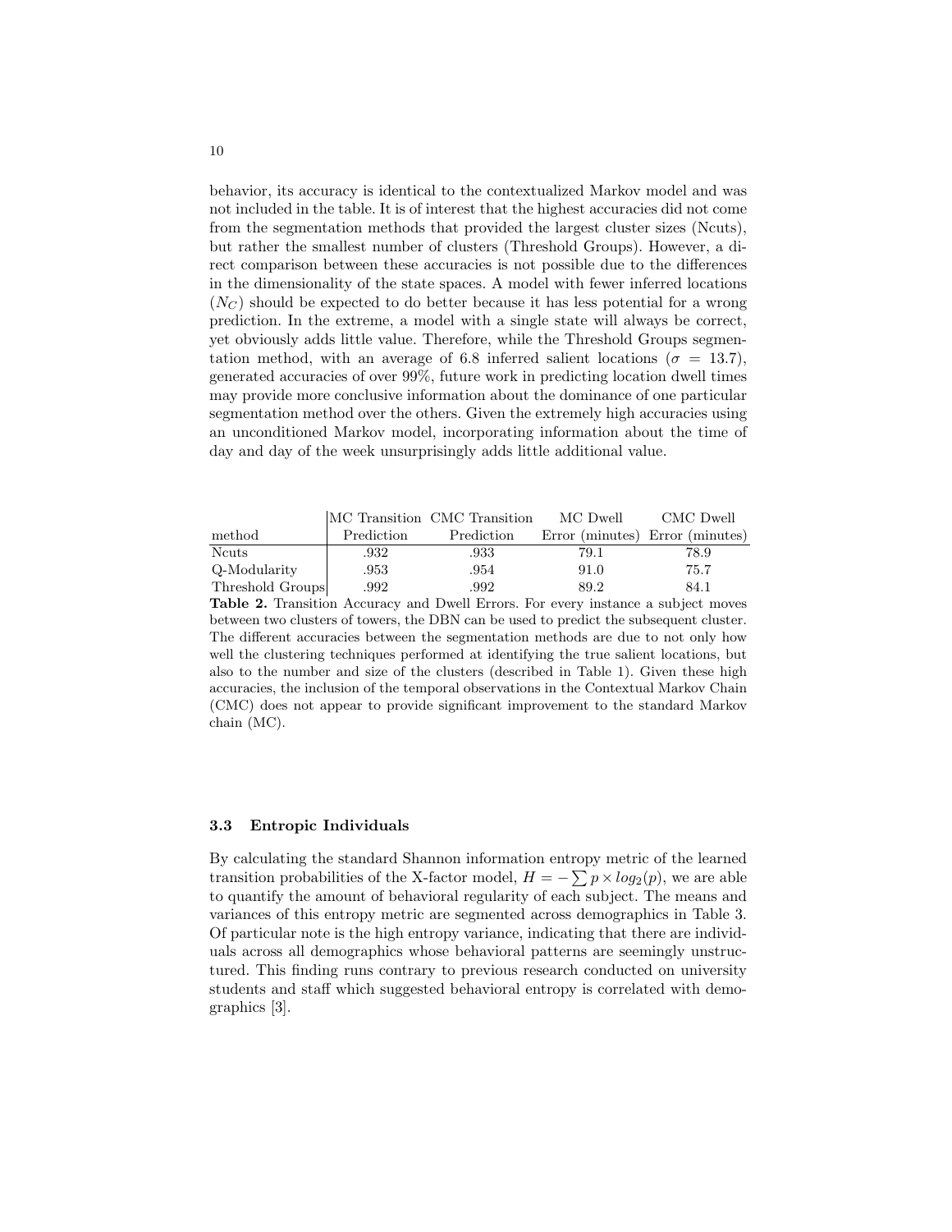behavior, its accuracy is identical to the contextualized Markov model and was not included in the table. It is of interest that the highest accuracies did not come from the segmentation methods that provided the largest cluster sizes (Ncuts), but rather the smallest number of clusters (Threshold Groups). However, a direct comparison between these accuracies is not possible due to the differences in the dimensionality of the state spaces. A model with fewer inferred locations ($N_C$) should be expected to do better because it has less potential for a wrong prediction. In the extreme, a model with a single state will always be correct, yet obviously adds little value. Therefore, while the Threshold Groups segmentation method, with an average of 6.8 inferred salient locations ($\sigma = 13.7$), generated accuracies of over 99%, future work in predicting location dwell times may provide more conclusive information about the dominance of one particular segmentation method over the others. Given the extremely high accuracies using an unconditioned Markov model, incorporating information about the time of day and day of the week unsurprisingly adds little additional value.

| method | MC Transition Prediction | CMC Transition Prediction | MC Dwell Error (minutes) | CMC Dwell Error (minutes) |
|---|---|---|---|---|
| Ncuts | .932 | .933 | 79.1 | 78.9 |
| Q-Modularity | .953 | .954 | 91.0 | 75.7 |
| Threshold Groups | .992 | .992 | 89.2 | 84.1 |

**Table 2.** Transition Accuracy and Dwell Errors. For every instance a subject moves between two clusters of towers, the DBN can be used to predict the subsequent cluster. The different accuracies between the segmentation methods are due to not only how well the clustering techniques performed at identifying the true salient locations, but also to the number and size of the clusters (described in Table 1). Given these high accuracies, the inclusion of the temporal observations in the Contextual Markov Chain (CMC) does not appear to provide significant improvement to the standard Markov chain (MC).

### 3.3 Entropic Individuals

By calculating the standard Shannon information entropy metric of the learned transition probabilities of the X-factor model, $H = -\sum p \times log_2(p)$, we are able to quantify the amount of behavioral regularity of each subject. The means and variances of this entropy metric are segmented across demographics in Table 3. Of particular note is the high entropy variance, indicating that there are individuals across all demographics whose behavioral patterns are seemingly unstructured. This finding runs contrary to previous research conducted on university students and staff which suggested behavioral entropy is correlated with demographics [3].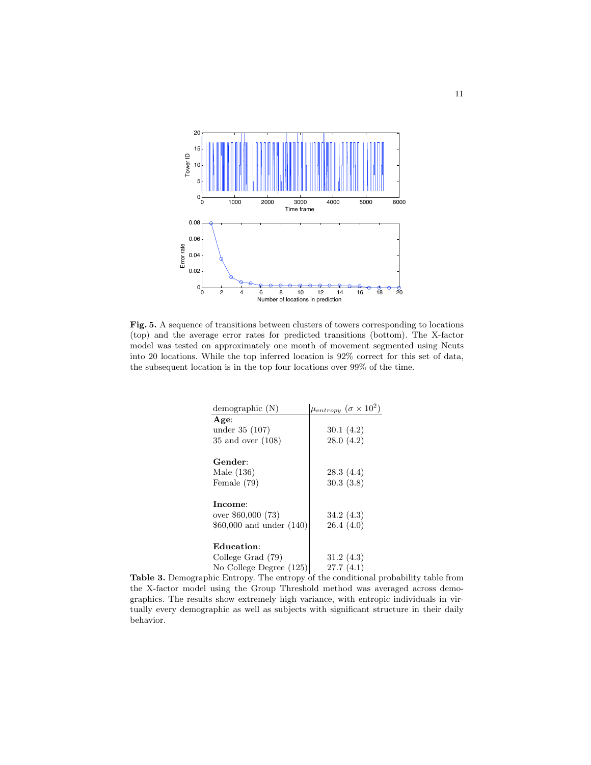**Fig. 5.** A sequence of transitions between clusters of towers corresponding to locations (top) and the average error rates for predicted transitions (bottom). The X-factor model was tested on approximately one month of movement segmented using Ncuts into 20 locations. While the top inferred location is 92% correct for this set of data, the subsequent location is in the top four locations over 99% of the time.

| demographic (N) | $\mu_{entropy}$ ($\sigma \times 10^2$) |
|---|---|
| **Age**: | |
| under 35 (107) | 30.1 (4.2) |
| 35 and over (108) | 28.0 (4.2) |
| **Gender**: | |
| Male (136) | 28.3 (4.4) |
| Female (79) | 30.3 (3.8) |
| **Income**: | |
| over $60,000 (73) | 34.2 (4.3) |
| $60,000 and under (140) | 26.4 (4.0) |
| **Education**: | |
| College Grad (79) | 31.2 (4.3) |
| No College Degree (125) | 27.7 (4.1) |

**Table 3.** Demographic Entropy. The entropy of the conditional probability table from the X-factor model using the Group Threshold method was averaged across demographics. The results show extremely high variance, with entropic individuals in virtually every demographic as well as subjects with significant structure in their daily behavior.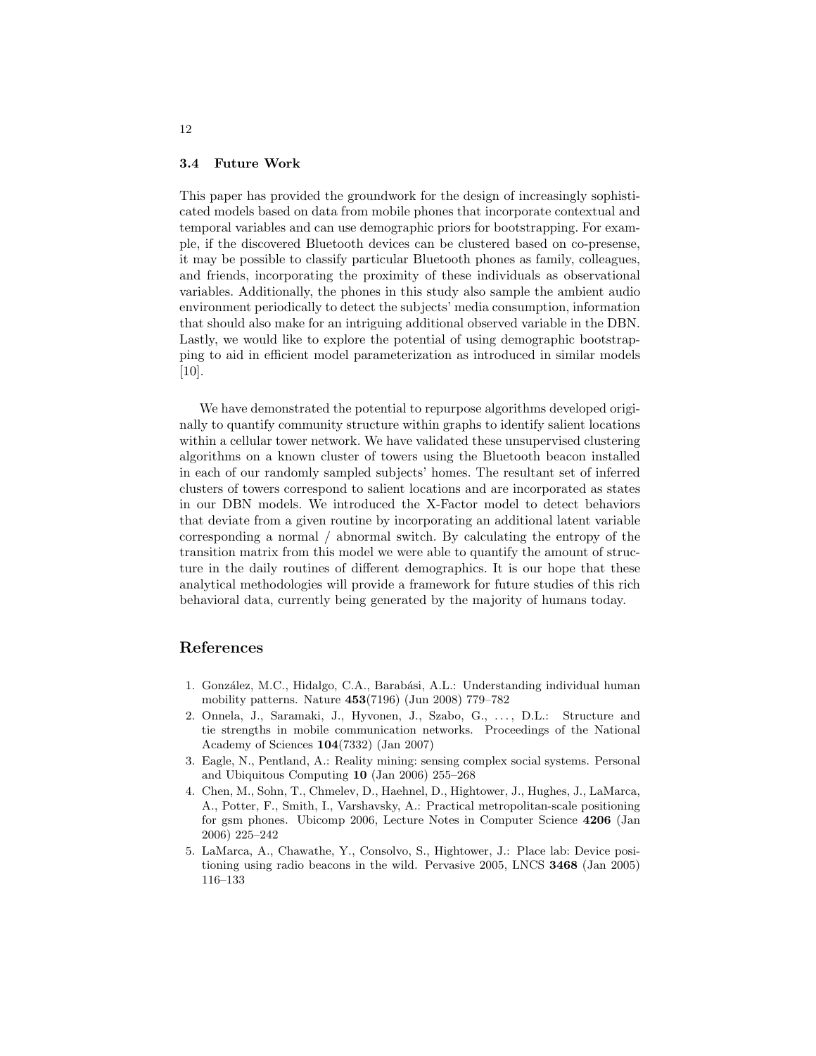### 3.4 Future Work

This paper has provided the groundwork for the design of increasingly sophisticated models based on data from mobile phones that incorporate contextual and temporal variables and can use demographic priors for bootstrapping. For example, if the discovered Bluetooth devices can be clustered based on co-presense, it may be possible to classify particular Bluetooth phones as family, colleagues, and friends, incorporating the proximity of these individuals as observational variables. Additionally, the phones in this study also sample the ambient audio environment periodically to detect the subjects' media consumption, information that should also make for an intriguing additional observed variable in the DBN. Lastly, we would like to explore the potential of using demographic bootstrapping to aid in efficient model parameterization as introduced in similar models [10].

We have demonstrated the potential to repurpose algorithms developed originally to quantify community structure within graphs to identify salient locations within a cellular tower network. We have validated these unsupervised clustering algorithms on a known cluster of towers using the Bluetooth beacon installed in each of our randomly sampled subjects' homes. The resultant set of inferred clusters of towers correspond to salient locations and are incorporated as states in our DBN models. We introduced the X-Factor model to detect behaviors that deviate from a given routine by incorporating an additional latent variable corresponding a normal / abnormal switch. By calculating the entropy of the transition matrix from this model we were able to quantify the amount of structure in the daily routines of different demographics. It is our hope that these analytical methodologies will provide a framework for future studies of this rich behavioral data, currently being generated by the majority of humans today.

## References

1. González, M.C., Hidalgo, C.A., Barabási, A.L.: Understanding individual human mobility patterns. Nature **453**(7196) (Jun 2008) 779–782
2. Onnela, J., Saramaki, J., Hyvonen, J., Szabo, G., ..., D.L.: Structure and tie strengths in mobile communication networks. Proceedings of the National Academy of Sciences **104**(7332) (Jan 2007)
3. Eagle, N., Pentland, A.: Reality mining: sensing complex social systems. Personal and Ubiquitous Computing **10** (Jan 2006) 255–268
4. Chen, M., Sohn, T., Chmelev, D., Haehnel, D., Hightower, J., Hughes, J., LaMarca, A., Potter, F., Smith, I., Varshavsky, A.: Practical metropolitan-scale positioning for gsm phones. Ubicomp 2006, Lecture Notes in Computer Science **4206** (Jan 2006) 225–242
5. LaMarca, A., Chawathe, Y., Consolvo, S., Hightower, J.: Place lab: Device positioning using radio beacons in the wild. Pervasive 2005, LNCS **3468** (Jan 2005) 116–133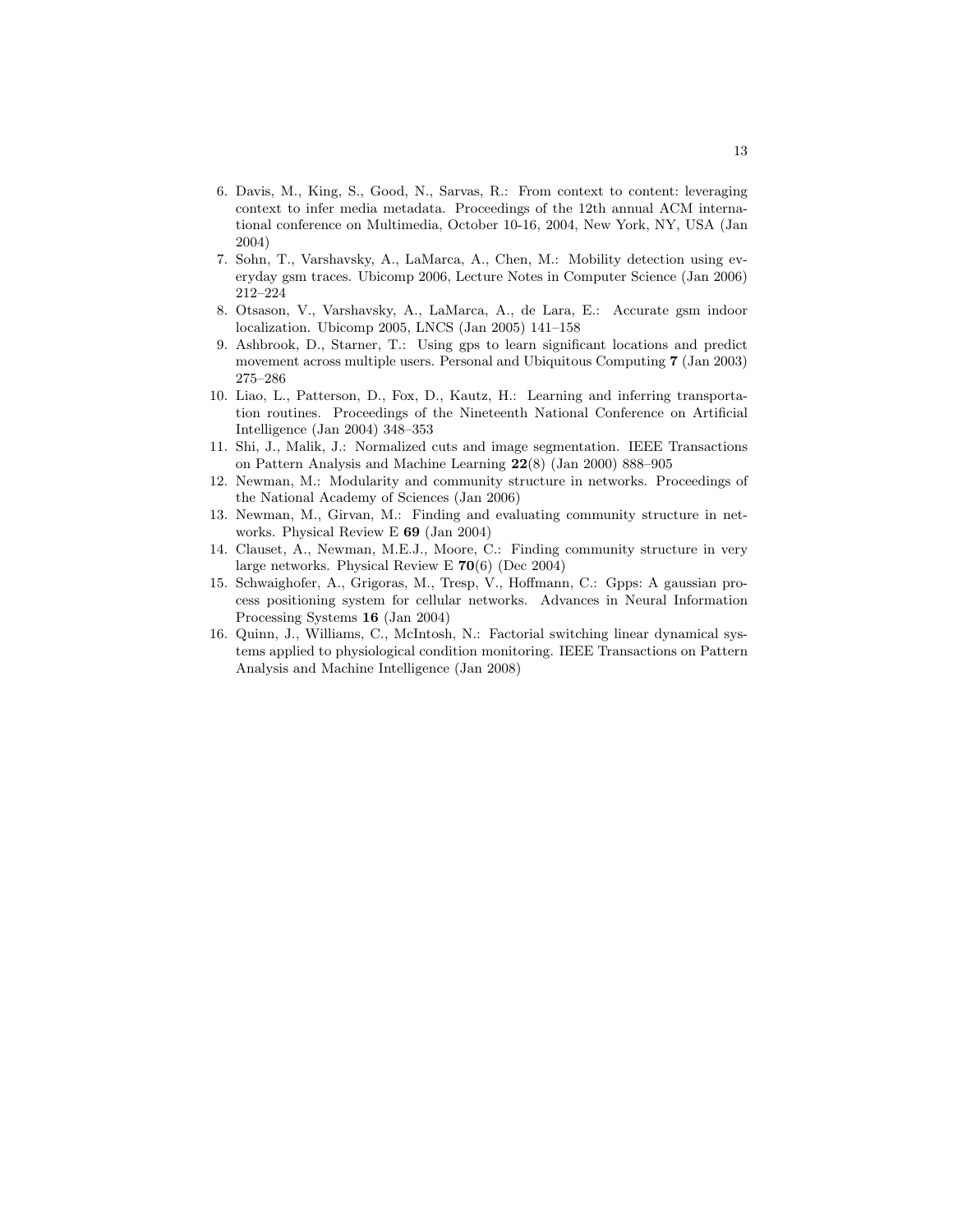6. Davis, M., King, S., Good, N., Sarvas, R.: From context to content: leveraging context to infer media metadata. Proceedings of the 12th annual ACM international conference on Multimedia, October 10-16, 2004, New York, NY, USA (Jan 2004)
7. Sohn, T., Varshavsky, A., LaMarca, A., Chen, M.: Mobility detection using everyday gsm traces. Ubicomp 2006, Lecture Notes in Computer Science (Jan 2006) 212–224
8. Otsason, V., Varshavsky, A., LaMarca, A., de Lara, E.: Accurate gsm indoor localization. Ubicomp 2005, LNCS (Jan 2005) 141–158
9. Ashbrook, D., Starner, T.: Using gps to learn significant locations and predict movement across multiple users. Personal and Ubiquitous Computing **7** (Jan 2003) 275–286
10. Liao, L., Patterson, D., Fox, D., Kautz, H.: Learning and inferring transportation routines. Proceedings of the Nineteenth National Conference on Artificial Intelligence (Jan 2004) 348–353
11. Shi, J., Malik, J.: Normalized cuts and image segmentation. IEEE Transactions on Pattern Analysis and Machine Learning **22**(8) (Jan 2000) 888–905
12. Newman, M.: Modularity and community structure in networks. Proceedings of the National Academy of Sciences (Jan 2006)
13. Newman, M., Girvan, M.: Finding and evaluating community structure in networks. Physical Review E **69** (Jan 2004)
14. Clauset, A., Newman, M.E.J., Moore, C.: Finding community structure in very large networks. Physical Review E **70**(6) (Dec 2004)
15. Schwaighofer, A., Grigoras, M., Tresp, V., Hoffmann, C.: Gpps: A gaussian process positioning system for cellular networks. Advances in Neural Information Processing Systems **16** (Jan 2004)
16. Quinn, J., Williams, C., McIntosh, N.: Factorial switching linear dynamical systems applied to physiological condition monitoring. IEEE Transactions on Pattern Analysis and Machine Intelligence (Jan 2008)